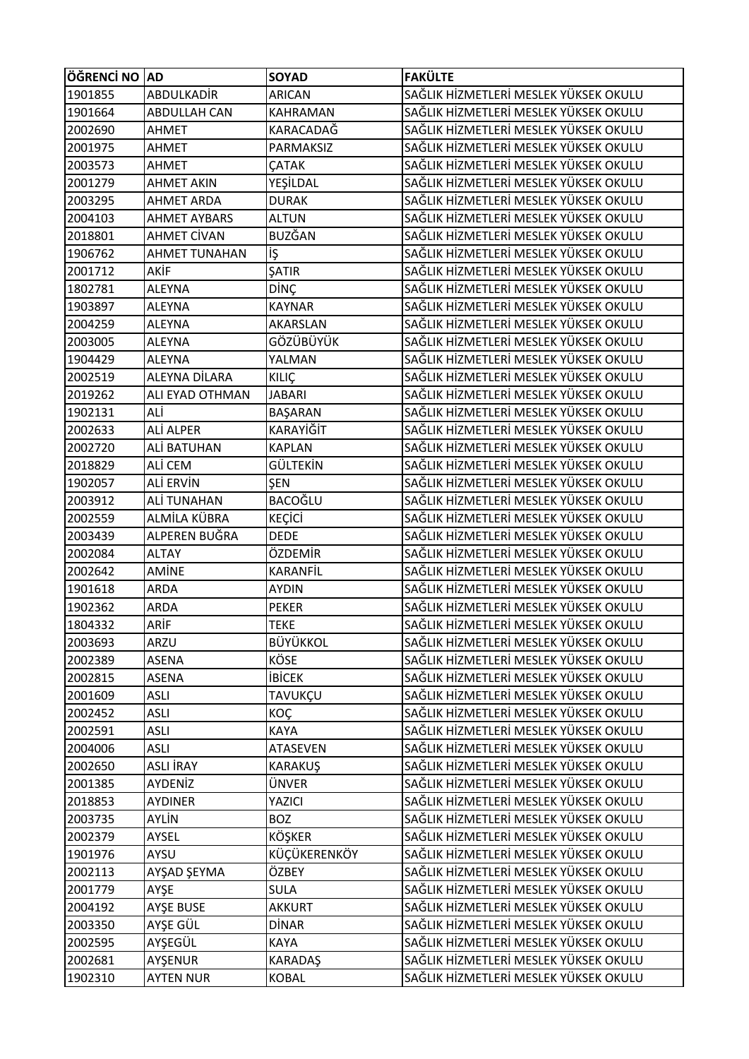| ÖĞRENCİ NO | AD | SOYAD | FAKÜLTE |
|---|---|---|---|
| 1901855 | ABDULKADİR | ARICAN | SAĞLIK HİZMETLERİ MESLEK YÜKSEK OKULU |
| 1901664 | ABDULLAH CAN | KAHRAMAN | SAĞLIK HİZMETLERİ MESLEK YÜKSEK OKULU |
| 2002690 | AHMET | KARACADAĞ | SAĞLIK HİZMETLERİ MESLEK YÜKSEK OKULU |
| 2001975 | AHMET | PARMAKSIZ | SAĞLIK HİZMETLERİ MESLEK YÜKSEK OKULU |
| 2003573 | AHMET | ÇATAK | SAĞLIK HİZMETLERİ MESLEK YÜKSEK OKULU |
| 2001279 | AHMET AKIN | YEŞİLDAL | SAĞLIK HİZMETLERİ MESLEK YÜKSEK OKULU |
| 2003295 | AHMET ARDA | DURAK | SAĞLIK HİZMETLERİ MESLEK YÜKSEK OKULU |
| 2004103 | AHMET AYBARS | ALTUN | SAĞLIK HİZMETLERİ MESLEK YÜKSEK OKULU |
| 2018801 | AHMET CİVAN | BUZĞAN | SAĞLIK HİZMETLERİ MESLEK YÜKSEK OKULU |
| 1906762 | AHMET TUNAHAN | İŞ | SAĞLIK HİZMETLERİ MESLEK YÜKSEK OKULU |
| 2001712 | AKİF | ŞATIR | SAĞLIK HİZMETLERİ MESLEK YÜKSEK OKULU |
| 1802781 | ALEYNA | DİNÇ | SAĞLIK HİZMETLERİ MESLEK YÜKSEK OKULU |
| 1903897 | ALEYNA | KAYNAR | SAĞLIK HİZMETLERİ MESLEK YÜKSEK OKULU |
| 2004259 | ALEYNA | AKARSLAN | SAĞLIK HİZMETLERİ MESLEK YÜKSEK OKULU |
| 2003005 | ALEYNA | GÖZÜBÜYÜK | SAĞLIK HİZMETLERİ MESLEK YÜKSEK OKULU |
| 1904429 | ALEYNA | YALMAN | SAĞLIK HİZMETLERİ MESLEK YÜKSEK OKULU |
| 2002519 | ALEYNA DİLARA | KILIÇ | SAĞLIK HİZMETLERİ MESLEK YÜKSEK OKULU |
| 2019262 | ALI EYAD OTHMAN | JABARI | SAĞLIK HİZMETLERİ MESLEK YÜKSEK OKULU |
| 1902131 | ALİ | BAŞARAN | SAĞLIK HİZMETLERİ MESLEK YÜKSEK OKULU |
| 2002633 | ALİ ALPER | KARAYİĞİT | SAĞLIK HİZMETLERİ MESLEK YÜKSEK OKULU |
| 2002720 | ALİ BATUHAN | KAPLAN | SAĞLIK HİZMETLERİ MESLEK YÜKSEK OKULU |
| 2018829 | ALİ CEM | GÜLTEKİN | SAĞLIK HİZMETLERİ MESLEK YÜKSEK OKULU |
| 1902057 | ALİ ERVİN | ŞEN | SAĞLIK HİZMETLERİ MESLEK YÜKSEK OKULU |
| 2003912 | ALİ TUNAHAN | BACOĞLU | SAĞLIK HİZMETLERİ MESLEK YÜKSEK OKULU |
| 2002559 | ALMİLA KÜBRA | KEÇİCİ | SAĞLIK HİZMETLERİ MESLEK YÜKSEK OKULU |
| 2003439 | ALPEREN BUĞRA | DEDE | SAĞLIK HİZMETLERİ MESLEK YÜKSEK OKULU |
| 2002084 | ALTAY | ÖZDEMİR | SAĞLIK HİZMETLERİ MESLEK YÜKSEK OKULU |
| 2002642 | AMİNE | KARANFİL | SAĞLIK HİZMETLERİ MESLEK YÜKSEK OKULU |
| 1901618 | ARDA | AYDIN | SAĞLIK HİZMETLERİ MESLEK YÜKSEK OKULU |
| 1902362 | ARDA | PEKER | SAĞLIK HİZMETLERİ MESLEK YÜKSEK OKULU |
| 1804332 | ARİF | TEKE | SAĞLIK HİZMETLERİ MESLEK YÜKSEK OKULU |
| 2003693 | ARZU | BÜYÜKKOL | SAĞLIK HİZMETLERİ MESLEK YÜKSEK OKULU |
| 2002389 | ASENA | KÖSE | SAĞLIK HİZMETLERİ MESLEK YÜKSEK OKULU |
| 2002815 | ASENA | İBİCEK | SAĞLIK HİZMETLERİ MESLEK YÜKSEK OKULU |
| 2001609 | ASLI | TAVUKÇU | SAĞLIK HİZMETLERİ MESLEK YÜKSEK OKULU |
| 2002452 | ASLI | KOÇ | SAĞLIK HİZMETLERİ MESLEK YÜKSEK OKULU |
| 2002591 | ASLI | KAYA | SAĞLIK HİZMETLERİ MESLEK YÜKSEK OKULU |
| 2004006 | ASLI | ATASEVEN | SAĞLIK HİZMETLERİ MESLEK YÜKSEK OKULU |
| 2002650 | ASLI İRAY | KARAKUŞ | SAĞLIK HİZMETLERİ MESLEK YÜKSEK OKULU |
| 2001385 | AYDENİZ | ÜNVER | SAĞLIK HİZMETLERİ MESLEK YÜKSEK OKULU |
| 2018853 | AYDINER | YAZICI | SAĞLIK HİZMETLERİ MESLEK YÜKSEK OKULU |
| 2003735 | AYLİN | BOZ | SAĞLIK HİZMETLERİ MESLEK YÜKSEK OKULU |
| 2002379 | AYSEL | KÖŞKER | SAĞLIK HİZMETLERİ MESLEK YÜKSEK OKULU |
| 1901976 | AYSU | KÜÇÜKERENKÖY | SAĞLIK HİZMETLERİ MESLEK YÜKSEK OKULU |
| 2002113 | AYŞAD ŞEYMA | ÖZBEY | SAĞLIK HİZMETLERİ MESLEK YÜKSEK OKULU |
| 2001779 | AYŞE | SULA | SAĞLIK HİZMETLERİ MESLEK YÜKSEK OKULU |
| 2004192 | AYŞE BUSE | AKKURT | SAĞLIK HİZMETLERİ MESLEK YÜKSEK OKULU |
| 2003350 | AYŞE GÜL | DİNAR | SAĞLIK HİZMETLERİ MESLEK YÜKSEK OKULU |
| 2002595 | AYŞEGÜL | KAYA | SAĞLIK HİZMETLERİ MESLEK YÜKSEK OKULU |
| 2002681 | AYŞENUR | KARADAŞ | SAĞLIK HİZMETLERİ MESLEK YÜKSEK OKULU |
| 1902310 | AYTEN NUR | KOBAL | SAĞLIK HİZMETLERİ MESLEK YÜKSEK OKULU |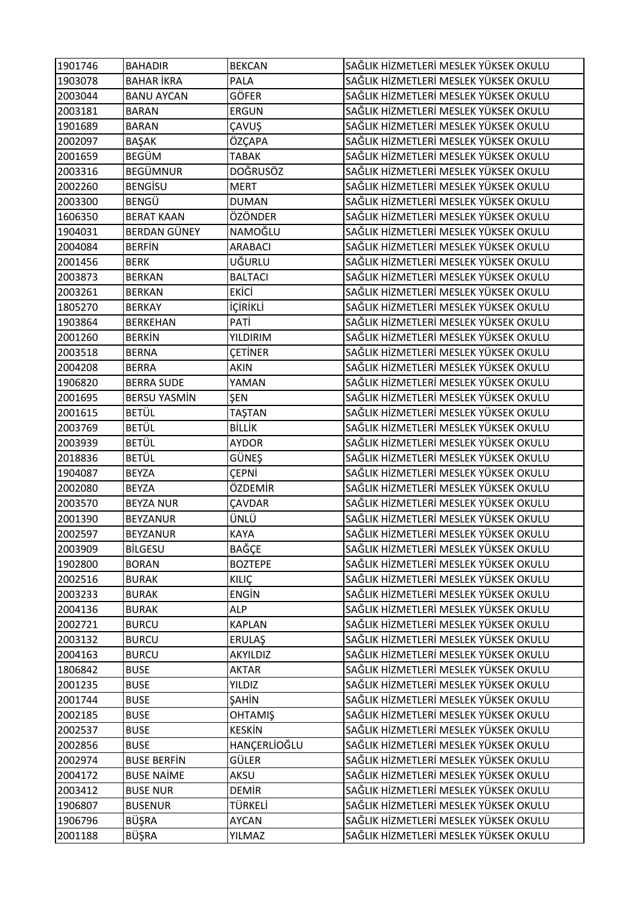| 1901746 | BAHADIR | BEKCAN | SAĞLIK HİZMETLERİ MESLEK YÜKSEK OKULU |
|---|---|---|---|
| 1903078 | BAHAR İKRA | PALA | SAĞLIK HİZMETLERİ MESLEK YÜKSEK OKULU |
| 2003044 | BANU AYCAN | GÖFER | SAĞLIK HİZMETLERİ MESLEK YÜKSEK OKULU |
| 2003181 | BARAN | ERGUN | SAĞLIK HİZMETLERİ MESLEK YÜKSEK OKULU |
| 1901689 | BARAN | ÇAVUŞ | SAĞLIK HİZMETLERİ MESLEK YÜKSEK OKULU |
| 2002097 | BAŞAK | ÖZÇAPA | SAĞLIK HİZMETLERİ MESLEK YÜKSEK OKULU |
| 2001659 | BEGÜM | TABAK | SAĞLIK HİZMETLERİ MESLEK YÜKSEK OKULU |
| 2003316 | BEGÜMNUR | DOĞRUSÖZ | SAĞLIK HİZMETLERİ MESLEK YÜKSEK OKULU |
| 2002260 | BENGİSU | MERT | SAĞLIK HİZMETLERİ MESLEK YÜKSEK OKULU |
| 2003300 | BENGÜ | DUMAN | SAĞLIK HİZMETLERİ MESLEK YÜKSEK OKULU |
| 1606350 | BERAT KAAN | ÖZÖNDER | SAĞLIK HİZMETLERİ MESLEK YÜKSEK OKULU |
| 1904031 | BERDAN GÜNEY | NAMOĞLU | SAĞLIK HİZMETLERİ MESLEK YÜKSEK OKULU |
| 2004084 | BERFİN | ARABACI | SAĞLIK HİZMETLERİ MESLEK YÜKSEK OKULU |
| 2001456 | BERK | UĞURLU | SAĞLIK HİZMETLERİ MESLEK YÜKSEK OKULU |
| 2003873 | BERKAN | BALTACI | SAĞLIK HİZMETLERİ MESLEK YÜKSEK OKULU |
| 2003261 | BERKAN | EKİCİ | SAĞLIK HİZMETLERİ MESLEK YÜKSEK OKULU |
| 1805270 | BERKAY | İÇİRİKLİ | SAĞLIK HİZMETLERİ MESLEK YÜKSEK OKULU |
| 1903864 | BERKEHAN | PATİ | SAĞLIK HİZMETLERİ MESLEK YÜKSEK OKULU |
| 2001260 | BERKİN | YILDIRIM | SAĞLIK HİZMETLERİ MESLEK YÜKSEK OKULU |
| 2003518 | BERNA | ÇETİNER | SAĞLIK HİZMETLERİ MESLEK YÜKSEK OKULU |
| 2004208 | BERRA | AKIN | SAĞLIK HİZMETLERİ MESLEK YÜKSEK OKULU |
| 1906820 | BERRA SUDE | YAMAN | SAĞLIK HİZMETLERİ MESLEK YÜKSEK OKULU |
| 2001695 | BERSU YASMİN | ŞEN | SAĞLIK HİZMETLERİ MESLEK YÜKSEK OKULU |
| 2001615 | BETÜL | TAŞTAN | SAĞLIK HİZMETLERİ MESLEK YÜKSEK OKULU |
| 2003769 | BETÜL | BİLLİK | SAĞLIK HİZMETLERİ MESLEK YÜKSEK OKULU |
| 2003939 | BETÜL | AYDOR | SAĞLIK HİZMETLERİ MESLEK YÜKSEK OKULU |
| 2018836 | BETÜL | GÜNEŞ | SAĞLIK HİZMETLERİ MESLEK YÜKSEK OKULU |
| 1904087 | BEYZA | ÇEPNİ | SAĞLIK HİZMETLERİ MESLEK YÜKSEK OKULU |
| 2002080 | BEYZA | ÖZDEMİR | SAĞLIK HİZMETLERİ MESLEK YÜKSEK OKULU |
| 2003570 | BEYZA NUR | ÇAVDAR | SAĞLIK HİZMETLERİ MESLEK YÜKSEK OKULU |
| 2001390 | BEYZANUR | ÜNLÜ | SAĞLIK HİZMETLERİ MESLEK YÜKSEK OKULU |
| 2002597 | BEYZANUR | KAYA | SAĞLIK HİZMETLERİ MESLEK YÜKSEK OKULU |
| 2003909 | BİLGESU | BAĞÇE | SAĞLIK HİZMETLERİ MESLEK YÜKSEK OKULU |
| 1902800 | BORAN | BOZTEPE | SAĞLIK HİZMETLERİ MESLEK YÜKSEK OKULU |
| 2002516 | BURAK | KILIÇ | SAĞLIK HİZMETLERİ MESLEK YÜKSEK OKULU |
| 2003233 | BURAK | ENGİN | SAĞLIK HİZMETLERİ MESLEK YÜKSEK OKULU |
| 2004136 | BURAK | ALP | SAĞLIK HİZMETLERİ MESLEK YÜKSEK OKULU |
| 2002721 | BURCU | KAPLAN | SAĞLIK HİZMETLERİ MESLEK YÜKSEK OKULU |
| 2003132 | BURCU | ERULAŞ | SAĞLIK HİZMETLERİ MESLEK YÜKSEK OKULU |
| 2004163 | BURCU | AKYILDIZ | SAĞLIK HİZMETLERİ MESLEK YÜKSEK OKULU |
| 1806842 | BUSE | AKTAR | SAĞLIK HİZMETLERİ MESLEK YÜKSEK OKULU |
| 2001235 | BUSE | YILDIZ | SAĞLIK HİZMETLERİ MESLEK YÜKSEK OKULU |
| 2001744 | BUSE | ŞAHİN | SAĞLIK HİZMETLERİ MESLEK YÜKSEK OKULU |
| 2002185 | BUSE | OHTAMIŞ | SAĞLIK HİZMETLERİ MESLEK YÜKSEK OKULU |
| 2002537 | BUSE | KESKİN | SAĞLIK HİZMETLERİ MESLEK YÜKSEK OKULU |
| 2002856 | BUSE | HANÇERLİOĞLU | SAĞLIK HİZMETLERİ MESLEK YÜKSEK OKULU |
| 2002974 | BUSE BERFİN | GÜLER | SAĞLIK HİZMETLERİ MESLEK YÜKSEK OKULU |
| 2004172 | BUSE NAİME | AKSU | SAĞLIK HİZMETLERİ MESLEK YÜKSEK OKULU |
| 2003412 | BUSE NUR | DEMİR | SAĞLIK HİZMETLERİ MESLEK YÜKSEK OKULU |
| 1906807 | BUSENUR | TÜRKELİ | SAĞLIK HİZMETLERİ MESLEK YÜKSEK OKULU |
| 1906796 | BÜŞRA | AYCAN | SAĞLIK HİZMETLERİ MESLEK YÜKSEK OKULU |
| 2001188 | BÜŞRA | YILMAZ | SAĞLIK HİZMETLERİ MESLEK YÜKSEK OKULU |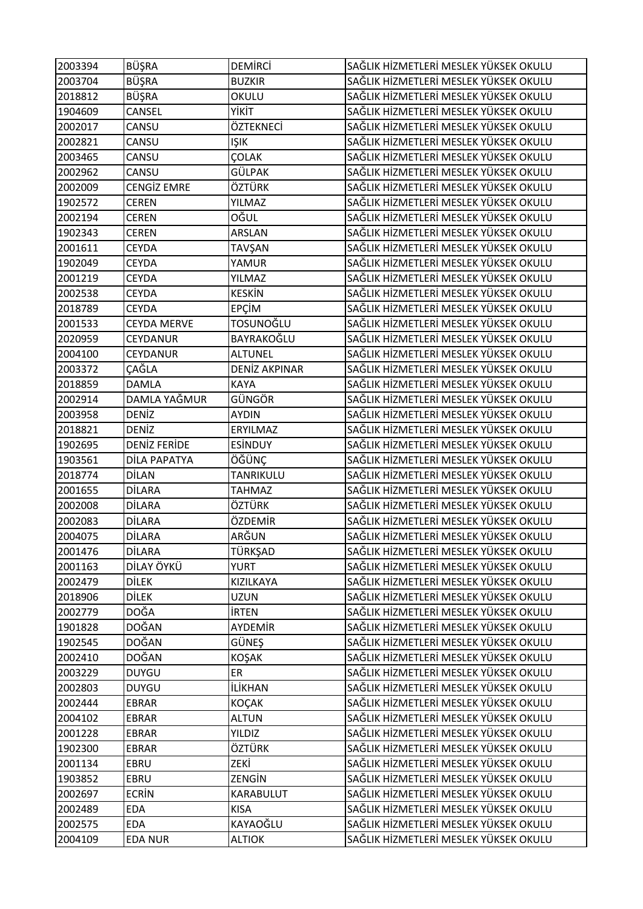| 2003394 | BÜŞRA | DEMİRCİ | SAĞLIK HİZMETLERİ MESLEK YÜKSEK OKULU |
|---|---|---|---|
| 2003704 | BÜŞRA | BUZKIR | SAĞLIK HİZMETLERİ MESLEK YÜKSEK OKULU |
| 2018812 | BÜŞRA | OKULU | SAĞLIK HİZMETLERİ MESLEK YÜKSEK OKULU |
| 1904609 | CANSEL | YİKİT | SAĞLIK HİZMETLERİ MESLEK YÜKSEK OKULU |
| 2002017 | CANSU | ÖZTEKNECİ | SAĞLIK HİZMETLERİ MESLEK YÜKSEK OKULU |
| 2002821 | CANSU | IŞIK | SAĞLIK HİZMETLERİ MESLEK YÜKSEK OKULU |
| 2003465 | CANSU | ÇOLAK | SAĞLIK HİZMETLERİ MESLEK YÜKSEK OKULU |
| 2002962 | CANSU | GÜLPAK | SAĞLIK HİZMETLERİ MESLEK YÜKSEK OKULU |
| 2002009 | CENGİZ EMRE | ÖZTÜRK | SAĞLIK HİZMETLERİ MESLEK YÜKSEK OKULU |
| 1902572 | CEREN | YILMAZ | SAĞLIK HİZMETLERİ MESLEK YÜKSEK OKULU |
| 2002194 | CEREN | OĞUL | SAĞLIK HİZMETLERİ MESLEK YÜKSEK OKULU |
| 1902343 | CEREN | ARSLAN | SAĞLIK HİZMETLERİ MESLEK YÜKSEK OKULU |
| 2001611 | CEYDA | TAVŞAN | SAĞLIK HİZMETLERİ MESLEK YÜKSEK OKULU |
| 1902049 | CEYDA | YAMUR | SAĞLIK HİZMETLERİ MESLEK YÜKSEK OKULU |
| 2001219 | CEYDA | YILMAZ | SAĞLIK HİZMETLERİ MESLEK YÜKSEK OKULU |
| 2002538 | CEYDA | KESKİN | SAĞLIK HİZMETLERİ MESLEK YÜKSEK OKULU |
| 2018789 | CEYDA | EPÇİM | SAĞLIK HİZMETLERİ MESLEK YÜKSEK OKULU |
| 2001533 | CEYDA MERVE | TOSUNOĞLU | SAĞLIK HİZMETLERİ MESLEK YÜKSEK OKULU |
| 2020959 | CEYDANUR | BAYRAKOĞLU | SAĞLIK HİZMETLERİ MESLEK YÜKSEK OKULU |
| 2004100 | CEYDANUR | ALTUNEL | SAĞLIK HİZMETLERİ MESLEK YÜKSEK OKULU |
| 2003372 | ÇAĞLA | DENİZ AKPINAR | SAĞLIK HİZMETLERİ MESLEK YÜKSEK OKULU |
| 2018859 | DAMLA | KAYA | SAĞLIK HİZMETLERİ MESLEK YÜKSEK OKULU |
| 2002914 | DAMLA YAĞMUR | GÜNGÖR | SAĞLIK HİZMETLERİ MESLEK YÜKSEK OKULU |
| 2003958 | DENİZ | AYDIN | SAĞLIK HİZMETLERİ MESLEK YÜKSEK OKULU |
| 2018821 | DENİZ | ERYILMAZ | SAĞLIK HİZMETLERİ MESLEK YÜKSEK OKULU |
| 1902695 | DENİZ FERİDE | ESİNDUY | SAĞLIK HİZMETLERİ MESLEK YÜKSEK OKULU |
| 1903561 | DİLA PAPATYA | ÖĞÜNÇ | SAĞLIK HİZMETLERİ MESLEK YÜKSEK OKULU |
| 2018774 | DİLAN | TANRIKULU | SAĞLIK HİZMETLERİ MESLEK YÜKSEK OKULU |
| 2001655 | DİLARA | TAHMAZ | SAĞLIK HİZMETLERİ MESLEK YÜKSEK OKULU |
| 2002008 | DİLARA | ÖZTÜRK | SAĞLIK HİZMETLERİ MESLEK YÜKSEK OKULU |
| 2002083 | DİLARA | ÖZDEMİR | SAĞLIK HİZMETLERİ MESLEK YÜKSEK OKULU |
| 2004075 | DİLARA | ARĞUN | SAĞLIK HİZMETLERİ MESLEK YÜKSEK OKULU |
| 2001476 | DİLARA | TÜRKŞAD | SAĞLIK HİZMETLERİ MESLEK YÜKSEK OKULU |
| 2001163 | DİLAY ÖYKÜ | YURT | SAĞLIK HİZMETLERİ MESLEK YÜKSEK OKULU |
| 2002479 | DİLEK | KIZILKAYA | SAĞLIK HİZMETLERİ MESLEK YÜKSEK OKULU |
| 2018906 | DİLEK | UZUN | SAĞLIK HİZMETLERİ MESLEK YÜKSEK OKULU |
| 2002779 | DOĞA | İRTEN | SAĞLIK HİZMETLERİ MESLEK YÜKSEK OKULU |
| 1901828 | DOĞAN | AYDEMİR | SAĞLIK HİZMETLERİ MESLEK YÜKSEK OKULU |
| 1902545 | DOĞAN | GÜNEŞ | SAĞLIK HİZMETLERİ MESLEK YÜKSEK OKULU |
| 2002410 | DOĞAN | KOŞAK | SAĞLIK HİZMETLERİ MESLEK YÜKSEK OKULU |
| 2003229 | DUYGU | ER | SAĞLIK HİZMETLERİ MESLEK YÜKSEK OKULU |
| 2002803 | DUYGU | İLİKHAN | SAĞLIK HİZMETLERİ MESLEK YÜKSEK OKULU |
| 2002444 | EBRAR | KOÇAK | SAĞLIK HİZMETLERİ MESLEK YÜKSEK OKULU |
| 2004102 | EBRAR | ALTUN | SAĞLIK HİZMETLERİ MESLEK YÜKSEK OKULU |
| 2001228 | EBRAR | YILDIZ | SAĞLIK HİZMETLERİ MESLEK YÜKSEK OKULU |
| 1902300 | EBRAR | ÖZTÜRK | SAĞLIK HİZMETLERİ MESLEK YÜKSEK OKULU |
| 2001134 | EBRU | ZEKİ | SAĞLIK HİZMETLERİ MESLEK YÜKSEK OKULU |
| 1903852 | EBRU | ZENGİN | SAĞLIK HİZMETLERİ MESLEK YÜKSEK OKULU |
| 2002697 | ECRİN | KARABULUT | SAĞLIK HİZMETLERİ MESLEK YÜKSEK OKULU |
| 2002489 | EDA | KISA | SAĞLIK HİZMETLERİ MESLEK YÜKSEK OKULU |
| 2002575 | EDA | KAYAOĞLU | SAĞLIK HİZMETLERİ MESLEK YÜKSEK OKULU |
| 2004109 | EDA NUR | ALTIOK | SAĞLIK HİZMETLERİ MESLEK YÜKSEK OKULU |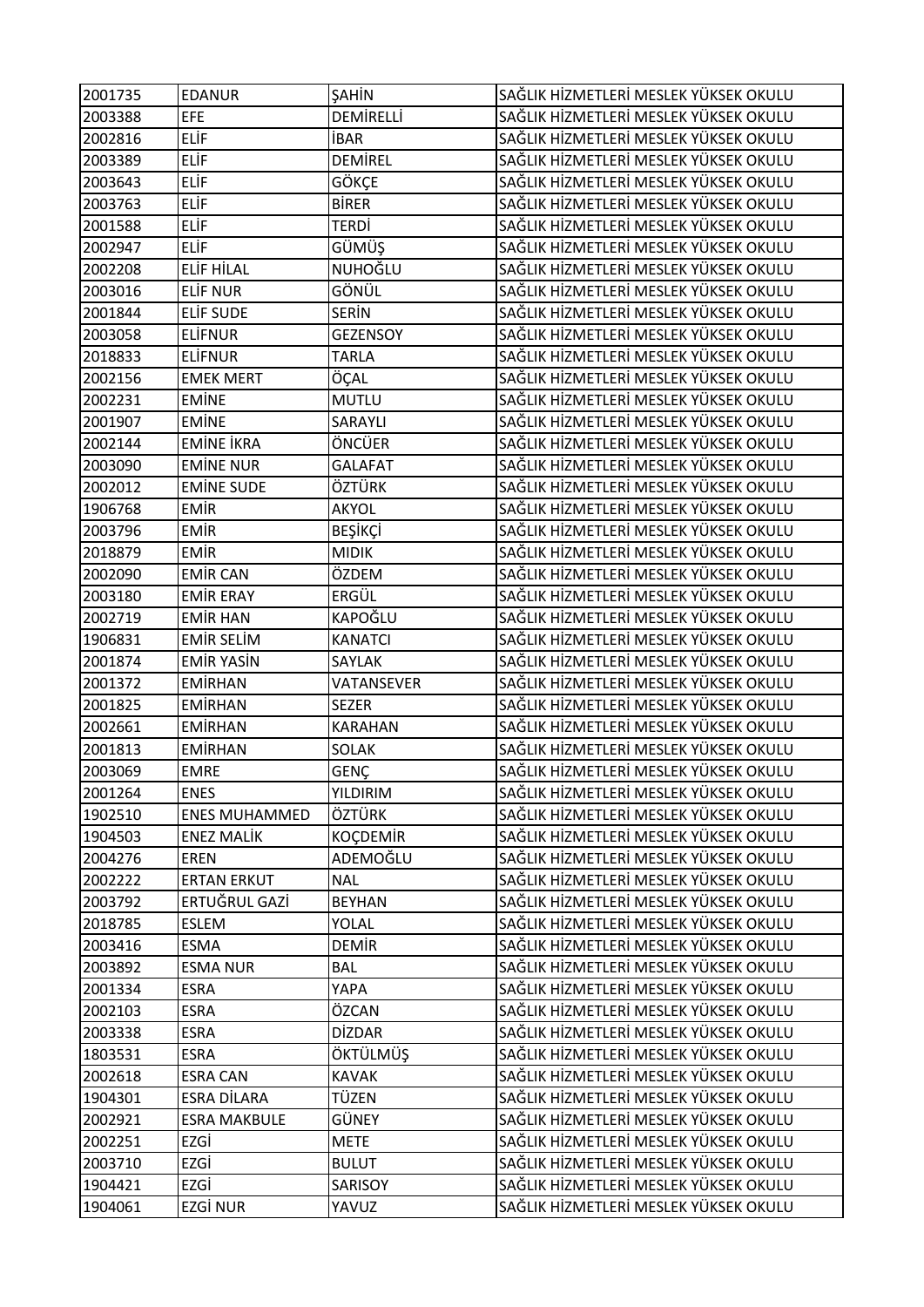| 2001735 | EDANUR | ŞAHİN | SAĞLIK HİZMETLERİ MESLEK YÜKSEK OKULU |
|---|---|---|---|
| 2003388 | EFE | DEMİRELLİ | SAĞLIK HİZMETLERİ MESLEK YÜKSEK OKULU |
| 2002816 | ELİF | İBAR | SAĞLIK HİZMETLERİ MESLEK YÜKSEK OKULU |
| 2003389 | ELİF | DEMİREL | SAĞLIK HİZMETLERİ MESLEK YÜKSEK OKULU |
| 2003643 | ELİF | GÖKÇE | SAĞLIK HİZMETLERİ MESLEK YÜKSEK OKULU |
| 2003763 | ELİF | BİRER | SAĞLIK HİZMETLERİ MESLEK YÜKSEK OKULU |
| 2001588 | ELİF | TERDİ | SAĞLIK HİZMETLERİ MESLEK YÜKSEK OKULU |
| 2002947 | ELİF | GÜMÜŞ | SAĞLIK HİZMETLERİ MESLEK YÜKSEK OKULU |
| 2002208 | ELİF HİLAL | NUHOĞLU | SAĞLIK HİZMETLERİ MESLEK YÜKSEK OKULU |
| 2003016 | ELİF NUR | GÖNÜL | SAĞLIK HİZMETLERİ MESLEK YÜKSEK OKULU |
| 2001844 | ELİF SUDE | SERİN | SAĞLIK HİZMETLERİ MESLEK YÜKSEK OKULU |
| 2003058 | ELİFNUR | GEZENSOY | SAĞLIK HİZMETLERİ MESLEK YÜKSEK OKULU |
| 2018833 | ELİFNUR | TARLA | SAĞLIK HİZMETLERİ MESLEK YÜKSEK OKULU |
| 2002156 | EMEK MERT | ÖÇAL | SAĞLIK HİZMETLERİ MESLEK YÜKSEK OKULU |
| 2002231 | EMİNE | MUTLU | SAĞLIK HİZMETLERİ MESLEK YÜKSEK OKULU |
| 2001907 | EMİNE | SARAYLI | SAĞLIK HİZMETLERİ MESLEK YÜKSEK OKULU |
| 2002144 | EMİNE İKRA | ÖNCÜER | SAĞLIK HİZMETLERİ MESLEK YÜKSEK OKULU |
| 2003090 | EMİNE NUR | GALAFAT | SAĞLIK HİZMETLERİ MESLEK YÜKSEK OKULU |
| 2002012 | EMİNE SUDE | ÖZTÜRK | SAĞLIK HİZMETLERİ MESLEK YÜKSEK OKULU |
| 1906768 | EMİR | AKYOL | SAĞLIK HİZMETLERİ MESLEK YÜKSEK OKULU |
| 2003796 | EMİR | BEŞİKÇİ | SAĞLIK HİZMETLERİ MESLEK YÜKSEK OKULU |
| 2018879 | EMİR | MIDIK | SAĞLIK HİZMETLERİ MESLEK YÜKSEK OKULU |
| 2002090 | EMİR CAN | ÖZDEM | SAĞLIK HİZMETLERİ MESLEK YÜKSEK OKULU |
| 2003180 | EMİR ERAY | ERGÜL | SAĞLIK HİZMETLERİ MESLEK YÜKSEK OKULU |
| 2002719 | EMİR HAN | KAPOĞLU | SAĞLIK HİZMETLERİ MESLEK YÜKSEK OKULU |
| 1906831 | EMİR SELİM | KANATCI | SAĞLIK HİZMETLERİ MESLEK YÜKSEK OKULU |
| 2001874 | EMİR YASİN | SAYLAK | SAĞLIK HİZMETLERİ MESLEK YÜKSEK OKULU |
| 2001372 | EMİRHAN | VATANSEVER | SAĞLIK HİZMETLERİ MESLEK YÜKSEK OKULU |
| 2001825 | EMİRHAN | SEZER | SAĞLIK HİZMETLERİ MESLEK YÜKSEK OKULU |
| 2002661 | EMİRHAN | KARAHAN | SAĞLIK HİZMETLERİ MESLEK YÜKSEK OKULU |
| 2001813 | EMİRHAN | SOLAK | SAĞLIK HİZMETLERİ MESLEK YÜKSEK OKULU |
| 2003069 | EMRE | GENÇ | SAĞLIK HİZMETLERİ MESLEK YÜKSEK OKULU |
| 2001264 | ENES | YILDIRIM | SAĞLIK HİZMETLERİ MESLEK YÜKSEK OKULU |
| 1902510 | ENES MUHAMMED | ÖZTÜRK | SAĞLIK HİZMETLERİ MESLEK YÜKSEK OKULU |
| 1904503 | ENEZ MALİK | KOÇDEMİR | SAĞLIK HİZMETLERİ MESLEK YÜKSEK OKULU |
| 2004276 | EREN | ADEMOĞLU | SAĞLIK HİZMETLERİ MESLEK YÜKSEK OKULU |
| 2002222 | ERTAN ERKUT | NAL | SAĞLIK HİZMETLERİ MESLEK YÜKSEK OKULU |
| 2003792 | ERTUĞRUL GAZİ | BEYHAN | SAĞLIK HİZMETLERİ MESLEK YÜKSEK OKULU |
| 2018785 | ESLEM | YOLAL | SAĞLIK HİZMETLERİ MESLEK YÜKSEK OKULU |
| 2003416 | ESMA | DEMİR | SAĞLIK HİZMETLERİ MESLEK YÜKSEK OKULU |
| 2003892 | ESMA NUR | BAL | SAĞLIK HİZMETLERİ MESLEK YÜKSEK OKULU |
| 2001334 | ESRA | YAPA | SAĞLIK HİZMETLERİ MESLEK YÜKSEK OKULU |
| 2002103 | ESRA | ÖZCAN | SAĞLIK HİZMETLERİ MESLEK YÜKSEK OKULU |
| 2003338 | ESRA | DİZDAR | SAĞLIK HİZMETLERİ MESLEK YÜKSEK OKULU |
| 1803531 | ESRA | ÖKTÜLMÜŞ | SAĞLIK HİZMETLERİ MESLEK YÜKSEK OKULU |
| 2002618 | ESRA CAN | KAVAK | SAĞLIK HİZMETLERİ MESLEK YÜKSEK OKULU |
| 1904301 | ESRA DİLARA | TÜZEN | SAĞLIK HİZMETLERİ MESLEK YÜKSEK OKULU |
| 2002921 | ESRA MAKBULE | GÜNEY | SAĞLIK HİZMETLERİ MESLEK YÜKSEK OKULU |
| 2002251 | EZGİ | METE | SAĞLIK HİZMETLERİ MESLEK YÜKSEK OKULU |
| 2003710 | EZGİ | BULUT | SAĞLIK HİZMETLERİ MESLEK YÜKSEK OKULU |
| 1904421 | EZGİ | SARISOY | SAĞLIK HİZMETLERİ MESLEK YÜKSEK OKULU |
| 1904061 | EZGİ NUR | YAVUZ | SAĞLIK HİZMETLERİ MESLEK YÜKSEK OKULU |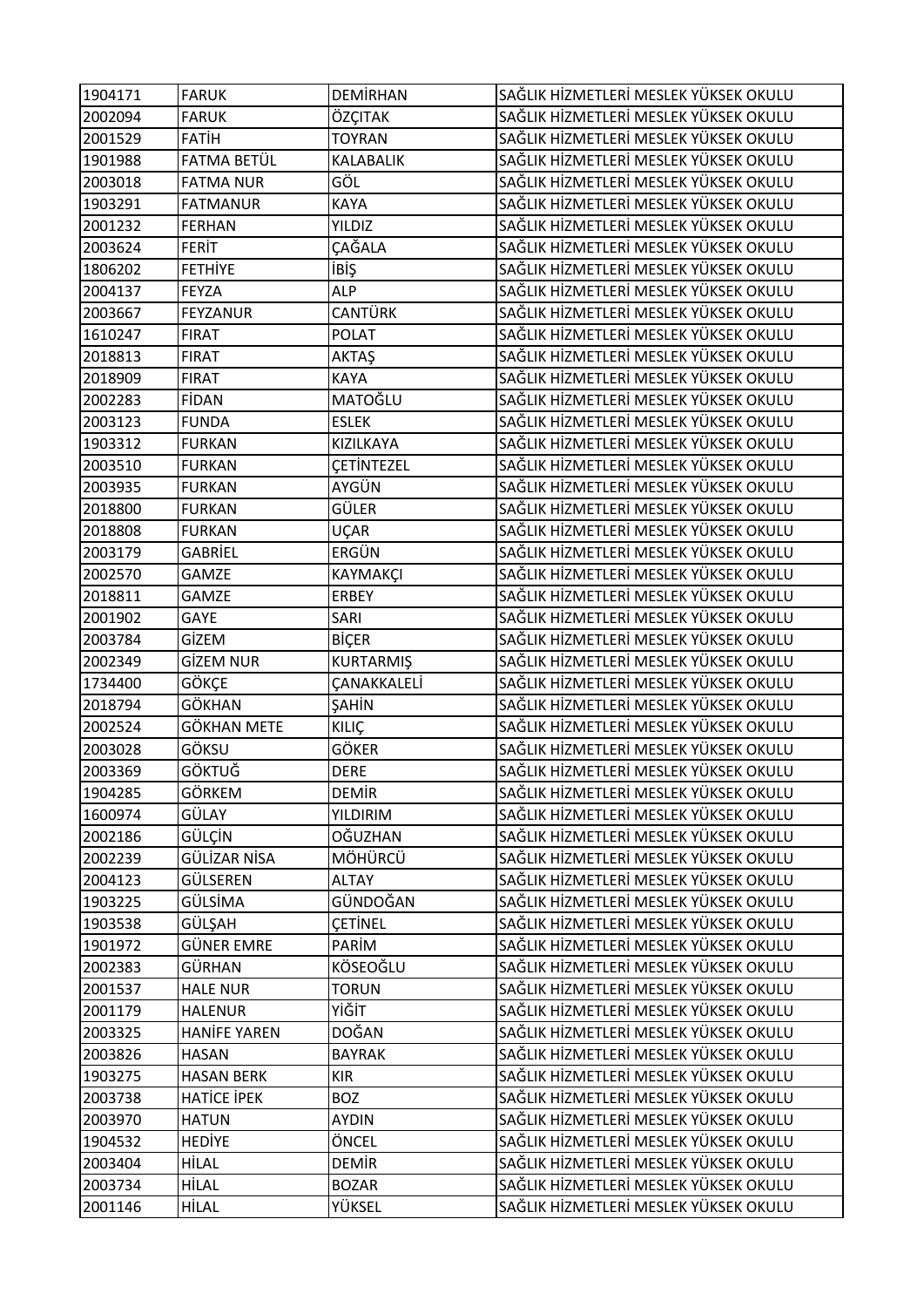| 1904171 | FARUK | DEMİRHAN | SAĞLIK HİZMETLERİ MESLEK YÜKSEK OKULU |
|---|---|---|---|
| 2002094 | FARUK | ÖZÇITAK | SAĞLIK HİZMETLERİ MESLEK YÜKSEK OKULU |
| 2001529 | FATİH | TOYRAN | SAĞLIK HİZMETLERİ MESLEK YÜKSEK OKULU |
| 1901988 | FATMA BETÜL | KALABALIK | SAĞLIK HİZMETLERİ MESLEK YÜKSEK OKULU |
| 2003018 | FATMA NUR | GÖL | SAĞLIK HİZMETLERİ MESLEK YÜKSEK OKULU |
| 1903291 | FATMANUR | KAYA | SAĞLIK HİZMETLERİ MESLEK YÜKSEK OKULU |
| 2001232 | FERHAN | YILDIZ | SAĞLIK HİZMETLERİ MESLEK YÜKSEK OKULU |
| 2003624 | FERİT | ÇAĞALA | SAĞLIK HİZMETLERİ MESLEK YÜKSEK OKULU |
| 1806202 | FETHİYE | İBİŞ | SAĞLIK HİZMETLERİ MESLEK YÜKSEK OKULU |
| 2004137 | FEYZA | ALP | SAĞLIK HİZMETLERİ MESLEK YÜKSEK OKULU |
| 2003667 | FEYZANUR | CANTÜRK | SAĞLIK HİZMETLERİ MESLEK YÜKSEK OKULU |
| 1610247 | FIRAT | POLAT | SAĞLIK HİZMETLERİ MESLEK YÜKSEK OKULU |
| 2018813 | FIRAT | AKTAŞ | SAĞLIK HİZMETLERİ MESLEK YÜKSEK OKULU |
| 2018909 | FIRAT | KAYA | SAĞLIK HİZMETLERİ MESLEK YÜKSEK OKULU |
| 2002283 | FİDAN | MATOĞLU | SAĞLIK HİZMETLERİ MESLEK YÜKSEK OKULU |
| 2003123 | FUNDA | ESLEK | SAĞLIK HİZMETLERİ MESLEK YÜKSEK OKULU |
| 1903312 | FURKAN | KIZILKAYA | SAĞLIK HİZMETLERİ MESLEK YÜKSEK OKULU |
| 2003510 | FURKAN | ÇETİNTEZEL | SAĞLIK HİZMETLERİ MESLEK YÜKSEK OKULU |
| 2003935 | FURKAN | AYGÜN | SAĞLIK HİZMETLERİ MESLEK YÜKSEK OKULU |
| 2018800 | FURKAN | GÜLER | SAĞLIK HİZMETLERİ MESLEK YÜKSEK OKULU |
| 2018808 | FURKAN | UÇAR | SAĞLIK HİZMETLERİ MESLEK YÜKSEK OKULU |
| 2003179 | GABRİEL | ERGÜN | SAĞLIK HİZMETLERİ MESLEK YÜKSEK OKULU |
| 2002570 | GAMZE | KAYMAKÇI | SAĞLIK HİZMETLERİ MESLEK YÜKSEK OKULU |
| 2018811 | GAMZE | ERBEY | SAĞLIK HİZMETLERİ MESLEK YÜKSEK OKULU |
| 2001902 | GAYE | SARI | SAĞLIK HİZMETLERİ MESLEK YÜKSEK OKULU |
| 2003784 | GİZEM | BİÇER | SAĞLIK HİZMETLERİ MESLEK YÜKSEK OKULU |
| 2002349 | GİZEM NUR | KURTARMIŞ | SAĞLIK HİZMETLERİ MESLEK YÜKSEK OKULU |
| 1734400 | GÖKÇE | ÇANAKKALELİ | SAĞLIK HİZMETLERİ MESLEK YÜKSEK OKULU |
| 2018794 | GÖKHAN | ŞAHİN | SAĞLIK HİZMETLERİ MESLEK YÜKSEK OKULU |
| 2002524 | GÖKHAN METE | KILIÇ | SAĞLIK HİZMETLERİ MESLEK YÜKSEK OKULU |
| 2003028 | GÖKSU | GÖKER | SAĞLIK HİZMETLERİ MESLEK YÜKSEK OKULU |
| 2003369 | GÖKTUĞ | DERE | SAĞLIK HİZMETLERİ MESLEK YÜKSEK OKULU |
| 1904285 | GÖRKEM | DEMİR | SAĞLIK HİZMETLERİ MESLEK YÜKSEK OKULU |
| 1600974 | GÜLAY | YILDIRIM | SAĞLIK HİZMETLERİ MESLEK YÜKSEK OKULU |
| 2002186 | GÜLÇİN | OĞUZHAN | SAĞLIK HİZMETLERİ MESLEK YÜKSEK OKULU |
| 2002239 | GÜLİZAR NİSA | MÖHÜRCÜ | SAĞLIK HİZMETLERİ MESLEK YÜKSEK OKULU |
| 2004123 | GÜLSEREN | ALTAY | SAĞLIK HİZMETLERİ MESLEK YÜKSEK OKULU |
| 1903225 | GÜLSİMA | GÜNDOĞAN | SAĞLIK HİZMETLERİ MESLEK YÜKSEK OKULU |
| 1903538 | GÜLŞAH | ÇETİNEL | SAĞLIK HİZMETLERİ MESLEK YÜKSEK OKULU |
| 1901972 | GÜNER EMRE | PARİM | SAĞLIK HİZMETLERİ MESLEK YÜKSEK OKULU |
| 2002383 | GÜRHAN | KÖSEOĞLU | SAĞLIK HİZMETLERİ MESLEK YÜKSEK OKULU |
| 2001537 | HALE NUR | TORUN | SAĞLIK HİZMETLERİ MESLEK YÜKSEK OKULU |
| 2001179 | HALENUR | YİĞİT | SAĞLIK HİZMETLERİ MESLEK YÜKSEK OKULU |
| 2003325 | HANİFE YAREN | DOĞAN | SAĞLIK HİZMETLERİ MESLEK YÜKSEK OKULU |
| 2003826 | HASAN | BAYRAK | SAĞLIK HİZMETLERİ MESLEK YÜKSEK OKULU |
| 1903275 | HASAN BERK | KIR | SAĞLIK HİZMETLERİ MESLEK YÜKSEK OKULU |
| 2003738 | HATİCE İPEK | BOZ | SAĞLIK HİZMETLERİ MESLEK YÜKSEK OKULU |
| 2003970 | HATUN | AYDIN | SAĞLIK HİZMETLERİ MESLEK YÜKSEK OKULU |
| 1904532 | HEDİYE | ÖNCEL | SAĞLIK HİZMETLERİ MESLEK YÜKSEK OKULU |
| 2003404 | HİLAL | DEMİR | SAĞLIK HİZMETLERİ MESLEK YÜKSEK OKULU |
| 2003734 | HİLAL | BOZAR | SAĞLIK HİZMETLERİ MESLEK YÜKSEK OKULU |
| 2001146 | HİLAL | YÜKSEL | SAĞLIK HİZMETLERİ MESLEK YÜKSEK OKULU |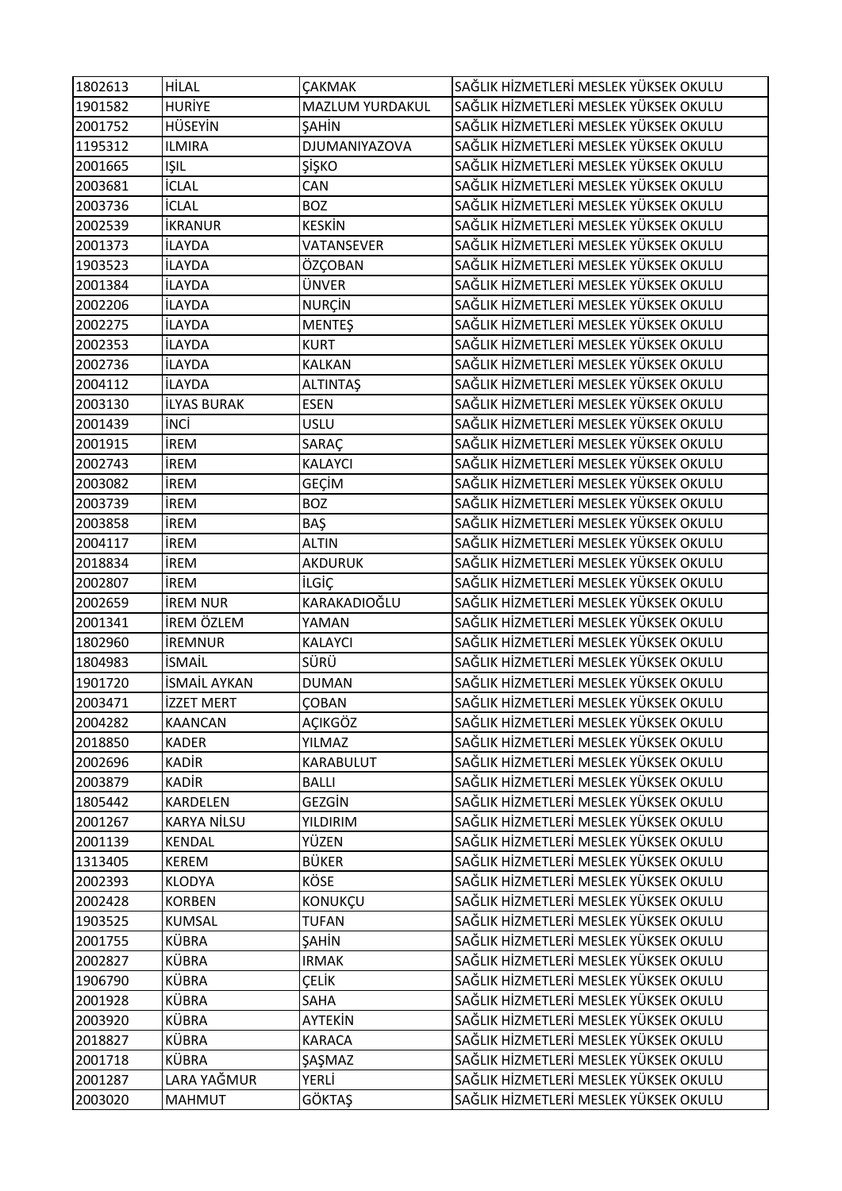| 1802613 | HİLAL | ÇAKMAK | SAĞLIK HİZMETLERİ MESLEK YÜKSEK OKULU |
|---|---|---|---|
| 1901582 | HURİYE | MAZLUM YURDAKUL | SAĞLIK HİZMETLERİ MESLEK YÜKSEK OKULU |
| 2001752 | HÜSEYİN | ŞAHİN | SAĞLIK HİZMETLERİ MESLEK YÜKSEK OKULU |
| 1195312 | ILMIRA | DJUMANIYAZOVA | SAĞLIK HİZMETLERİ MESLEK YÜKSEK OKULU |
| 2001665 | IŞIL | ŞİŞKO | SAĞLIK HİZMETLERİ MESLEK YÜKSEK OKULU |
| 2003681 | İCLAL | CAN | SAĞLIK HİZMETLERİ MESLEK YÜKSEK OKULU |
| 2003736 | İCLAL | BOZ | SAĞLIK HİZMETLERİ MESLEK YÜKSEK OKULU |
| 2002539 | İKRANUR | KESKİN | SAĞLIK HİZMETLERİ MESLEK YÜKSEK OKULU |
| 2001373 | İLAYDA | VATANSEVER | SAĞLIK HİZMETLERİ MESLEK YÜKSEK OKULU |
| 1903523 | İLAYDA | ÖZÇOBAN | SAĞLIK HİZMETLERİ MESLEK YÜKSEK OKULU |
| 2001384 | İLAYDA | ÜNVER | SAĞLIK HİZMETLERİ MESLEK YÜKSEK OKULU |
| 2002206 | İLAYDA | NURÇİN | SAĞLIK HİZMETLERİ MESLEK YÜKSEK OKULU |
| 2002275 | İLAYDA | MENTEŞ | SAĞLIK HİZMETLERİ MESLEK YÜKSEK OKULU |
| 2002353 | İLAYDA | KURT | SAĞLIK HİZMETLERİ MESLEK YÜKSEK OKULU |
| 2002736 | İLAYDA | KALKAN | SAĞLIK HİZMETLERİ MESLEK YÜKSEK OKULU |
| 2004112 | İLAYDA | ALTINTAŞ | SAĞLIK HİZMETLERİ MESLEK YÜKSEK OKULU |
| 2003130 | İLYAS BURAK | ESEN | SAĞLIK HİZMETLERİ MESLEK YÜKSEK OKULU |
| 2001439 | İNCİ | USLU | SAĞLIK HİZMETLERİ MESLEK YÜKSEK OKULU |
| 2001915 | İREM | SARAÇ | SAĞLIK HİZMETLERİ MESLEK YÜKSEK OKULU |
| 2002743 | İREM | KALAYCI | SAĞLIK HİZMETLERİ MESLEK YÜKSEK OKULU |
| 2003082 | İREM | GEÇİM | SAĞLIK HİZMETLERİ MESLEK YÜKSEK OKULU |
| 2003739 | İREM | BOZ | SAĞLIK HİZMETLERİ MESLEK YÜKSEK OKULU |
| 2003858 | İREM | BAŞ | SAĞLIK HİZMETLERİ MESLEK YÜKSEK OKULU |
| 2004117 | İREM | ALTIN | SAĞLIK HİZMETLERİ MESLEK YÜKSEK OKULU |
| 2018834 | İREM | AKDURUK | SAĞLIK HİZMETLERİ MESLEK YÜKSEK OKULU |
| 2002807 | İREM | İLGİÇ | SAĞLIK HİZMETLERİ MESLEK YÜKSEK OKULU |
| 2002659 | İREM NUR | KARAKADIOĞLU | SAĞLIK HİZMETLERİ MESLEK YÜKSEK OKULU |
| 2001341 | İREM ÖZLEM | YAMAN | SAĞLIK HİZMETLERİ MESLEK YÜKSEK OKULU |
| 1802960 | İREMNUR | KALAYCI | SAĞLIK HİZMETLERİ MESLEK YÜKSEK OKULU |
| 1804983 | İSMAİL | SÜRÜ | SAĞLIK HİZMETLERİ MESLEK YÜKSEK OKULU |
| 1901720 | İSMAİL AYKAN | DUMAN | SAĞLIK HİZMETLERİ MESLEK YÜKSEK OKULU |
| 2003471 | İZZET MERT | ÇOBAN | SAĞLIK HİZMETLERİ MESLEK YÜKSEK OKULU |
| 2004282 | KAANCAN | AÇIKGÖZ | SAĞLIK HİZMETLERİ MESLEK YÜKSEK OKULU |
| 2018850 | KADER | YILMAZ | SAĞLIK HİZMETLERİ MESLEK YÜKSEK OKULU |
| 2002696 | KADİR | KARABULUT | SAĞLIK HİZMETLERİ MESLEK YÜKSEK OKULU |
| 2003879 | KADİR | BALLI | SAĞLIK HİZMETLERİ MESLEK YÜKSEK OKULU |
| 1805442 | KARDELEN | GEZGİN | SAĞLIK HİZMETLERİ MESLEK YÜKSEK OKULU |
| 2001267 | KARYA NİLSU | YILDIRIM | SAĞLIK HİZMETLERİ MESLEK YÜKSEK OKULU |
| 2001139 | KENDAL | YÜZEN | SAĞLIK HİZMETLERİ MESLEK YÜKSEK OKULU |
| 1313405 | KEREM | BÜKER | SAĞLIK HİZMETLERİ MESLEK YÜKSEK OKULU |
| 2002393 | KLODYA | KÖSE | SAĞLIK HİZMETLERİ MESLEK YÜKSEK OKULU |
| 2002428 | KORBEN | KONUKÇU | SAĞLIK HİZMETLERİ MESLEK YÜKSEK OKULU |
| 1903525 | KUMSAL | TUFAN | SAĞLIK HİZMETLERİ MESLEK YÜKSEK OKULU |
| 2001755 | KÜBRA | ŞAHİN | SAĞLIK HİZMETLERİ MESLEK YÜKSEK OKULU |
| 2002827 | KÜBRA | IRMAK | SAĞLIK HİZMETLERİ MESLEK YÜKSEK OKULU |
| 1906790 | KÜBRA | ÇELİK | SAĞLIK HİZMETLERİ MESLEK YÜKSEK OKULU |
| 2001928 | KÜBRA | SAHA | SAĞLIK HİZMETLERİ MESLEK YÜKSEK OKULU |
| 2003920 | KÜBRA | AYTEKİN | SAĞLIK HİZMETLERİ MESLEK YÜKSEK OKULU |
| 2018827 | KÜBRA | KARACA | SAĞLIK HİZMETLERİ MESLEK YÜKSEK OKULU |
| 2001718 | KÜBRA | ŞAŞMAZ | SAĞLIK HİZMETLERİ MESLEK YÜKSEK OKULU |
| 2001287 | LARA YAĞMUR | YERLİ | SAĞLIK HİZMETLERİ MESLEK YÜKSEK OKULU |
| 2003020 | MAHMUT | GÖKTAŞ | SAĞLIK HİZMETLERİ MESLEK YÜKSEK OKULU |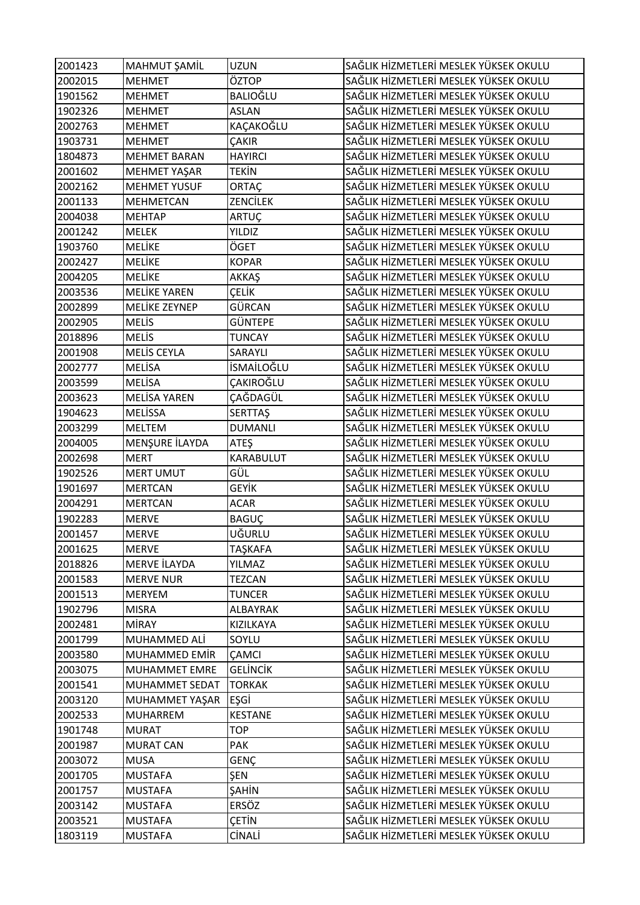| 2001423 | MAHMUT ŞAMİL | UZUN | SAĞLIK HİZMETLERİ MESLEK YÜKSEK OKULU |
|---|---|---|---|
| 2002015 | MEHMET | ÖZTOP | SAĞLIK HİZMETLERİ MESLEK YÜKSEK OKULU |
| 1901562 | MEHMET | BALIOĞLU | SAĞLIK HİZMETLERİ MESLEK YÜKSEK OKULU |
| 1902326 | MEHMET | ASLAN | SAĞLIK HİZMETLERİ MESLEK YÜKSEK OKULU |
| 2002763 | MEHMET | KAÇAKOĞLU | SAĞLIK HİZMETLERİ MESLEK YÜKSEK OKULU |
| 1903731 | MEHMET | ÇAKIR | SAĞLIK HİZMETLERİ MESLEK YÜKSEK OKULU |
| 1804873 | MEHMET BARAN | HAYIRCI | SAĞLIK HİZMETLERİ MESLEK YÜKSEK OKULU |
| 2001602 | MEHMET YAŞAR | TEKİN | SAĞLIK HİZMETLERİ MESLEK YÜKSEK OKULU |
| 2002162 | MEHMET YUSUF | ORTAÇ | SAĞLIK HİZMETLERİ MESLEK YÜKSEK OKULU |
| 2001133 | MEHMETCAN | ZENCİLEK | SAĞLIK HİZMETLERİ MESLEK YÜKSEK OKULU |
| 2004038 | MEHTAP | ARTUÇ | SAĞLIK HİZMETLERİ MESLEK YÜKSEK OKULU |
| 2001242 | MELEK | YILDIZ | SAĞLIK HİZMETLERİ MESLEK YÜKSEK OKULU |
| 1903760 | MELİKE | ÖGET | SAĞLIK HİZMETLERİ MESLEK YÜKSEK OKULU |
| 2002427 | MELİKE | KOPAR | SAĞLIK HİZMETLERİ MESLEK YÜKSEK OKULU |
| 2004205 | MELİKE | AKKAŞ | SAĞLIK HİZMETLERİ MESLEK YÜKSEK OKULU |
| 2003536 | MELİKE YAREN | ÇELİK | SAĞLIK HİZMETLERİ MESLEK YÜKSEK OKULU |
| 2002899 | MELİKE ZEYNEP | GÜRCAN | SAĞLIK HİZMETLERİ MESLEK YÜKSEK OKULU |
| 2002905 | MELİS | GÜNTEPE | SAĞLIK HİZMETLERİ MESLEK YÜKSEK OKULU |
| 2018896 | MELİS | TUNCAY | SAĞLIK HİZMETLERİ MESLEK YÜKSEK OKULU |
| 2001908 | MELİS CEYLA | SARAYLI | SAĞLIK HİZMETLERİ MESLEK YÜKSEK OKULU |
| 2002777 | MELİSA | İSMAİLOĞLU | SAĞLIK HİZMETLERİ MESLEK YÜKSEK OKULU |
| 2003599 | MELİSA | ÇAKIROĞLU | SAĞLIK HİZMETLERİ MESLEK YÜKSEK OKULU |
| 2003623 | MELİSA YAREN | ÇAĞDAGÜL | SAĞLIK HİZMETLERİ MESLEK YÜKSEK OKULU |
| 1904623 | MELİSSA | SERTTAŞ | SAĞLIK HİZMETLERİ MESLEK YÜKSEK OKULU |
| 2003299 | MELTEM | DUMANLI | SAĞLIK HİZMETLERİ MESLEK YÜKSEK OKULU |
| 2004005 | MENŞURE İLAYDA | ATEŞ | SAĞLIK HİZMETLERİ MESLEK YÜKSEK OKULU |
| 2002698 | MERT | KARABULUT | SAĞLIK HİZMETLERİ MESLEK YÜKSEK OKULU |
| 1902526 | MERT UMUT | GÜL | SAĞLIK HİZMETLERİ MESLEK YÜKSEK OKULU |
| 1901697 | MERTCAN | GEYİK | SAĞLIK HİZMETLERİ MESLEK YÜKSEK OKULU |
| 2004291 | MERTCAN | ACAR | SAĞLIK HİZMETLERİ MESLEK YÜKSEK OKULU |
| 1902283 | MERVE | BAGUÇ | SAĞLIK HİZMETLERİ MESLEK YÜKSEK OKULU |
| 2001457 | MERVE | UĞURLU | SAĞLIK HİZMETLERİ MESLEK YÜKSEK OKULU |
| 2001625 | MERVE | TAŞKAFA | SAĞLIK HİZMETLERİ MESLEK YÜKSEK OKULU |
| 2018826 | MERVE İLAYDA | YILMAZ | SAĞLIK HİZMETLERİ MESLEK YÜKSEK OKULU |
| 2001583 | MERVE NUR | TEZCAN | SAĞLIK HİZMETLERİ MESLEK YÜKSEK OKULU |
| 2001513 | MERYEM | TUNCER | SAĞLIK HİZMETLERİ MESLEK YÜKSEK OKULU |
| 1902796 | MISRA | ALBAYRAK | SAĞLIK HİZMETLERİ MESLEK YÜKSEK OKULU |
| 2002481 | MİRAY | KIZILKAYA | SAĞLIK HİZMETLERİ MESLEK YÜKSEK OKULU |
| 2001799 | MUHAMMED ALİ | SOYLU | SAĞLIK HİZMETLERİ MESLEK YÜKSEK OKULU |
| 2003580 | MUHAMMED EMİR | ÇAMCI | SAĞLIK HİZMETLERİ MESLEK YÜKSEK OKULU |
| 2003075 | MUHAMMET EMRE | GELİNCİK | SAĞLIK HİZMETLERİ MESLEK YÜKSEK OKULU |
| 2001541 | MUHAMMET SEDAT | TORKAK | SAĞLIK HİZMETLERİ MESLEK YÜKSEK OKULU |
| 2003120 | MUHAMMET YAŞAR | EŞGİ | SAĞLIK HİZMETLERİ MESLEK YÜKSEK OKULU |
| 2002533 | MUHARREM | KESTANE | SAĞLIK HİZMETLERİ MESLEK YÜKSEK OKULU |
| 1901748 | MURAT | TOP | SAĞLIK HİZMETLERİ MESLEK YÜKSEK OKULU |
| 2001987 | MURAT CAN | PAK | SAĞLIK HİZMETLERİ MESLEK YÜKSEK OKULU |
| 2003072 | MUSA | GENÇ | SAĞLIK HİZMETLERİ MESLEK YÜKSEK OKULU |
| 2001705 | MUSTAFA | ŞEN | SAĞLIK HİZMETLERİ MESLEK YÜKSEK OKULU |
| 2001757 | MUSTAFA | ŞAHİN | SAĞLIK HİZMETLERİ MESLEK YÜKSEK OKULU |
| 2003142 | MUSTAFA | ERSÖZ | SAĞLIK HİZMETLERİ MESLEK YÜKSEK OKULU |
| 2003521 | MUSTAFA | ÇETİN | SAĞLIK HİZMETLERİ MESLEK YÜKSEK OKULU |
| 1803119 | MUSTAFA | CİNALİ | SAĞLIK HİZMETLERİ MESLEK YÜKSEK OKULU |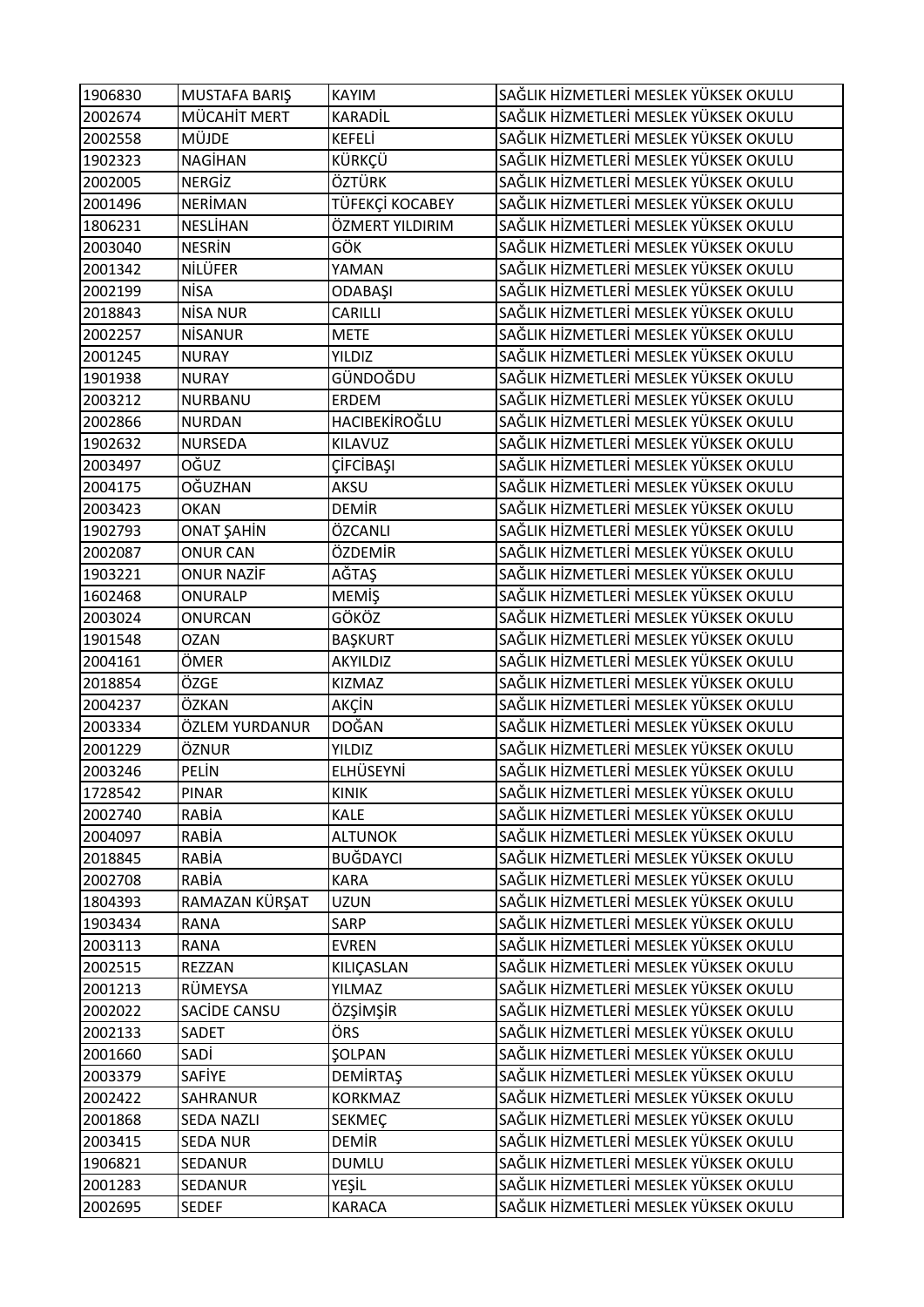| 1906830 | MUSTAFA BARIŞ | KAYIM | SAĞLIK HİZMETLERİ MESLEK YÜKSEK OKULU |
|---|---|---|---|
| 2002674 | MÜCAHİT MERT | KARADİL | SAĞLIK HİZMETLERİ MESLEK YÜKSEK OKULU |
| 2002558 | MÜJDE | KEFELİ | SAĞLIK HİZMETLERİ MESLEK YÜKSEK OKULU |
| 1902323 | NAGİHAN | KÜRKÇÜ | SAĞLIK HİZMETLERİ MESLEK YÜKSEK OKULU |
| 2002005 | NERGİZ | ÖZTÜRK | SAĞLIK HİZMETLERİ MESLEK YÜKSEK OKULU |
| 2001496 | NERİMAN | TÜFEKÇİ KOCABEY | SAĞLIK HİZMETLERİ MESLEK YÜKSEK OKULU |
| 1806231 | NESLİHAN | ÖZMERT YILDIRIM | SAĞLIK HİZMETLERİ MESLEK YÜKSEK OKULU |
| 2003040 | NESRİN | GÖK | SAĞLIK HİZMETLERİ MESLEK YÜKSEK OKULU |
| 2001342 | NİLÜFER | YAMAN | SAĞLIK HİZMETLERİ MESLEK YÜKSEK OKULU |
| 2002199 | NİSA | ODABAŞI | SAĞLIK HİZMETLERİ MESLEK YÜKSEK OKULU |
| 2018843 | NİSA NUR | CARILLI | SAĞLIK HİZMETLERİ MESLEK YÜKSEK OKULU |
| 2002257 | NİSANUR | METE | SAĞLIK HİZMETLERİ MESLEK YÜKSEK OKULU |
| 2001245 | NURAY | YILDIZ | SAĞLIK HİZMETLERİ MESLEK YÜKSEK OKULU |
| 1901938 | NURAY | GÜNDOĞDU | SAĞLIK HİZMETLERİ MESLEK YÜKSEK OKULU |
| 2003212 | NURBANU | ERDEM | SAĞLIK HİZMETLERİ MESLEK YÜKSEK OKULU |
| 2002866 | NURDAN | HACIBEKİROĞLU | SAĞLIK HİZMETLERİ MESLEK YÜKSEK OKULU |
| 1902632 | NURSEDA | KILAVUZ | SAĞLIK HİZMETLERİ MESLEK YÜKSEK OKULU |
| 2003497 | OĞUZ | ÇİFCİBAŞI | SAĞLIK HİZMETLERİ MESLEK YÜKSEK OKULU |
| 2004175 | OĞUZHAN | AKSU | SAĞLIK HİZMETLERİ MESLEK YÜKSEK OKULU |
| 2003423 | OKAN | DEMİR | SAĞLIK HİZMETLERİ MESLEK YÜKSEK OKULU |
| 1902793 | ONAT ŞAHİN | ÖZCANLI | SAĞLIK HİZMETLERİ MESLEK YÜKSEK OKULU |
| 2002087 | ONUR CAN | ÖZDEMİR | SAĞLIK HİZMETLERİ MESLEK YÜKSEK OKULU |
| 1903221 | ONUR NAZİF | AĞTAŞ | SAĞLIK HİZMETLERİ MESLEK YÜKSEK OKULU |
| 1602468 | ONURALP | MEMİŞ | SAĞLIK HİZMETLERİ MESLEK YÜKSEK OKULU |
| 2003024 | ONURCAN | GÖKÖZ | SAĞLIK HİZMETLERİ MESLEK YÜKSEK OKULU |
| 1901548 | OZAN | BAŞKURT | SAĞLIK HİZMETLERİ MESLEK YÜKSEK OKULU |
| 2004161 | ÖMER | AKYILDIZ | SAĞLIK HİZMETLERİ MESLEK YÜKSEK OKULU |
| 2018854 | ÖZGE | KIZMAZ | SAĞLIK HİZMETLERİ MESLEK YÜKSEK OKULU |
| 2004237 | ÖZKAN | AKÇİN | SAĞLIK HİZMETLERİ MESLEK YÜKSEK OKULU |
| 2003334 | ÖZLEM YURDANUR | DOĞAN | SAĞLIK HİZMETLERİ MESLEK YÜKSEK OKULU |
| 2001229 | ÖZNUR | YILDIZ | SAĞLIK HİZMETLERİ MESLEK YÜKSEK OKULU |
| 2003246 | PELİN | ELHÜSEYNİ | SAĞLIK HİZMETLERİ MESLEK YÜKSEK OKULU |
| 1728542 | PINAR | KINIK | SAĞLIK HİZMETLERİ MESLEK YÜKSEK OKULU |
| 2002740 | RABİA | KALE | SAĞLIK HİZMETLERİ MESLEK YÜKSEK OKULU |
| 2004097 | RABİA | ALTUNOK | SAĞLIK HİZMETLERİ MESLEK YÜKSEK OKULU |
| 2018845 | RABİA | BUĞDAYCI | SAĞLIK HİZMETLERİ MESLEK YÜKSEK OKULU |
| 2002708 | RABİA | KARA | SAĞLIK HİZMETLERİ MESLEK YÜKSEK OKULU |
| 1804393 | RAMAZAN KÜRŞAT | UZUN | SAĞLIK HİZMETLERİ MESLEK YÜKSEK OKULU |
| 1903434 | RANA | SARP | SAĞLIK HİZMETLERİ MESLEK YÜKSEK OKULU |
| 2003113 | RANA | EVREN | SAĞLIK HİZMETLERİ MESLEK YÜKSEK OKULU |
| 2002515 | REZZAN | KILIÇASLAN | SAĞLIK HİZMETLERİ MESLEK YÜKSEK OKULU |
| 2001213 | RÜMEYSA | YILMAZ | SAĞLIK HİZMETLERİ MESLEK YÜKSEK OKULU |
| 2002022 | SACİDE CANSU | ÖZŞİMŞİR | SAĞLIK HİZMETLERİ MESLEK YÜKSEK OKULU |
| 2002133 | SADET | ÖRS | SAĞLIK HİZMETLERİ MESLEK YÜKSEK OKULU |
| 2001660 | SADİ | ŞOLPAN | SAĞLIK HİZMETLERİ MESLEK YÜKSEK OKULU |
| 2003379 | SAFİYE | DEMİRTAŞ | SAĞLIK HİZMETLERİ MESLEK YÜKSEK OKULU |
| 2002422 | SAHRANUR | KORKMAZ | SAĞLIK HİZMETLERİ MESLEK YÜKSEK OKULU |
| 2001868 | SEDA NAZLI | SEKMEÇ | SAĞLIK HİZMETLERİ MESLEK YÜKSEK OKULU |
| 2003415 | SEDA NUR | DEMİR | SAĞLIK HİZMETLERİ MESLEK YÜKSEK OKULU |
| 1906821 | SEDANUR | DUMLU | SAĞLIK HİZMETLERİ MESLEK YÜKSEK OKULU |
| 2001283 | SEDANUR | YEŞİL | SAĞLIK HİZMETLERİ MESLEK YÜKSEK OKULU |
| 2002695 | SEDEF | KARACA | SAĞLIK HİZMETLERİ MESLEK YÜKSEK OKULU |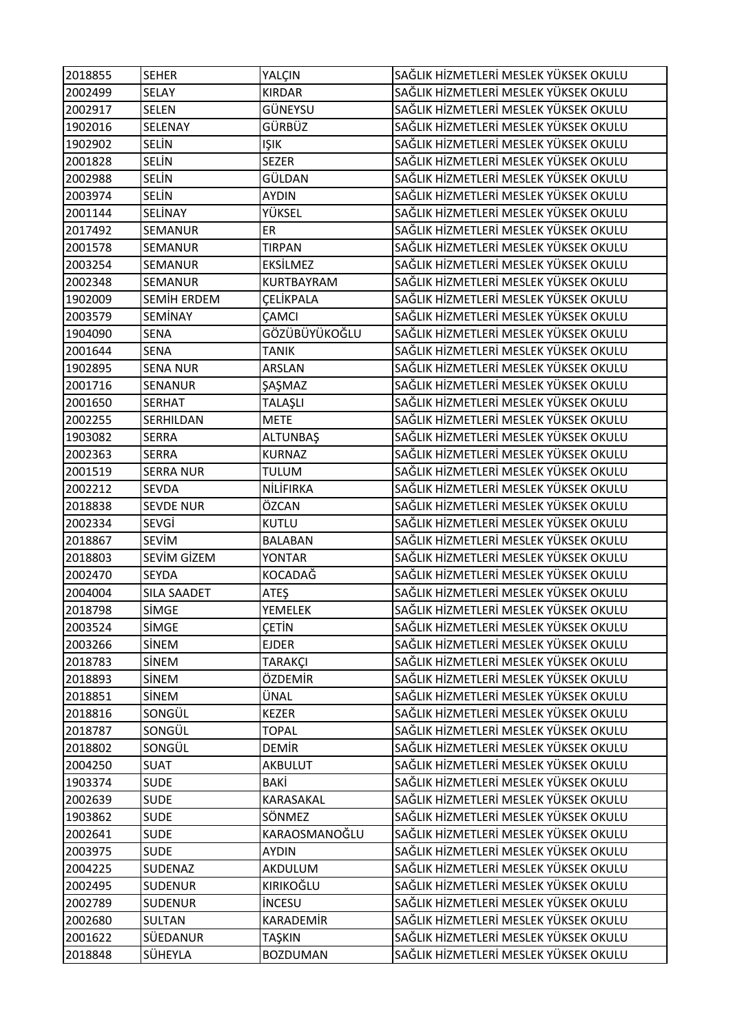| 2018855 | SEHER | YALÇIN | SAĞLIK HİZMETLERİ MESLEK YÜKSEK OKULU |
|---|---|---|---|
| 2002499 | SELAY | KIRDAR | SAĞLIK HİZMETLERİ MESLEK YÜKSEK OKULU |
| 2002917 | SELEN | GÜNEYSU | SAĞLIK HİZMETLERİ MESLEK YÜKSEK OKULU |
| 1902016 | SELENAY | GÜRBÜZ | SAĞLIK HİZMETLERİ MESLEK YÜKSEK OKULU |
| 1902902 | SELİN | IŞIK | SAĞLIK HİZMETLERİ MESLEK YÜKSEK OKULU |
| 2001828 | SELİN | SEZER | SAĞLIK HİZMETLERİ MESLEK YÜKSEK OKULU |
| 2002988 | SELİN | GÜLDAN | SAĞLIK HİZMETLERİ MESLEK YÜKSEK OKULU |
| 2003974 | SELİN | AYDIN | SAĞLIK HİZMETLERİ MESLEK YÜKSEK OKULU |
| 2001144 | SELİNAY | YÜKSEL | SAĞLIK HİZMETLERİ MESLEK YÜKSEK OKULU |
| 2017492 | SEMANUR | ER | SAĞLIK HİZMETLERİ MESLEK YÜKSEK OKULU |
| 2001578 | SEMANUR | TIRPAN | SAĞLIK HİZMETLERİ MESLEK YÜKSEK OKULU |
| 2003254 | SEMANUR | EKSİLMEZ | SAĞLIK HİZMETLERİ MESLEK YÜKSEK OKULU |
| 2002348 | SEMANUR | KURTBAYRAM | SAĞLIK HİZMETLERİ MESLEK YÜKSEK OKULU |
| 1902009 | SEMİH ERDEM | ÇELİKPALA | SAĞLIK HİZMETLERİ MESLEK YÜKSEK OKULU |
| 2003579 | SEMİNAY | ÇAMCI | SAĞLIK HİZMETLERİ MESLEK YÜKSEK OKULU |
| 1904090 | SENA | GÖZÜBÜYÜKOĞLU | SAĞLIK HİZMETLERİ MESLEK YÜKSEK OKULU |
| 2001644 | SENA | TANIK | SAĞLIK HİZMETLERİ MESLEK YÜKSEK OKULU |
| 1902895 | SENA NUR | ARSLAN | SAĞLIK HİZMETLERİ MESLEK YÜKSEK OKULU |
| 2001716 | SENANUR | ŞAŞMAZ | SAĞLIK HİZMETLERİ MESLEK YÜKSEK OKULU |
| 2001650 | SERHAT | TALAŞLI | SAĞLIK HİZMETLERİ MESLEK YÜKSEK OKULU |
| 2002255 | SERHILDAN | METE | SAĞLIK HİZMETLERİ MESLEK YÜKSEK OKULU |
| 1903082 | SERRA | ALTUNBAŞ | SAĞLIK HİZMETLERİ MESLEK YÜKSEK OKULU |
| 2002363 | SERRA | KURNAZ | SAĞLIK HİZMETLERİ MESLEK YÜKSEK OKULU |
| 2001519 | SERRA NUR | TULUM | SAĞLIK HİZMETLERİ MESLEK YÜKSEK OKULU |
| 2002212 | SEVDA | NİLİFIRKA | SAĞLIK HİZMETLERİ MESLEK YÜKSEK OKULU |
| 2018838 | SEVDE NUR | ÖZCAN | SAĞLIK HİZMETLERİ MESLEK YÜKSEK OKULU |
| 2002334 | SEVGİ | KUTLU | SAĞLIK HİZMETLERİ MESLEK YÜKSEK OKULU |
| 2018867 | SEVİM | BALABAN | SAĞLIK HİZMETLERİ MESLEK YÜKSEK OKULU |
| 2018803 | SEVİM GİZEM | YONTAR | SAĞLIK HİZMETLERİ MESLEK YÜKSEK OKULU |
| 2002470 | SEYDA | KOCADAĞ | SAĞLIK HİZMETLERİ MESLEK YÜKSEK OKULU |
| 2004004 | SILA SAADET | ATEŞ | SAĞLIK HİZMETLERİ MESLEK YÜKSEK OKULU |
| 2018798 | SİMGE | YEMELEK | SAĞLIK HİZMETLERİ MESLEK YÜKSEK OKULU |
| 2003524 | SİMGE | ÇETİN | SAĞLIK HİZMETLERİ MESLEK YÜKSEK OKULU |
| 2003266 | SİNEM | EJDER | SAĞLIK HİZMETLERİ MESLEK YÜKSEK OKULU |
| 2018783 | SİNEM | TARAKÇI | SAĞLIK HİZMETLERİ MESLEK YÜKSEK OKULU |
| 2018893 | SİNEM | ÖZDEMİR | SAĞLIK HİZMETLERİ MESLEK YÜKSEK OKULU |
| 2018851 | SİNEM | ÜNAL | SAĞLIK HİZMETLERİ MESLEK YÜKSEK OKULU |
| 2018816 | SONGÜL | KEZER | SAĞLIK HİZMETLERİ MESLEK YÜKSEK OKULU |
| 2018787 | SONGÜL | TOPAL | SAĞLIK HİZMETLERİ MESLEK YÜKSEK OKULU |
| 2018802 | SONGÜL | DEMİR | SAĞLIK HİZMETLERİ MESLEK YÜKSEK OKULU |
| 2004250 | SUAT | AKBULUT | SAĞLIK HİZMETLERİ MESLEK YÜKSEK OKULU |
| 1903374 | SUDE | BAKİ | SAĞLIK HİZMETLERİ MESLEK YÜKSEK OKULU |
| 2002639 | SUDE | KARASAKAL | SAĞLIK HİZMETLERİ MESLEK YÜKSEK OKULU |
| 1903862 | SUDE | SÖNMEZ | SAĞLIK HİZMETLERİ MESLEK YÜKSEK OKULU |
| 2002641 | SUDE | KARAOSMANOĞLU | SAĞLIK HİZMETLERİ MESLEK YÜKSEK OKULU |
| 2003975 | SUDE | AYDIN | SAĞLIK HİZMETLERİ MESLEK YÜKSEK OKULU |
| 2004225 | SUDENAZ | AKDULUM | SAĞLIK HİZMETLERİ MESLEK YÜKSEK OKULU |
| 2002495 | SUDENUR | KIRIKOĞLU | SAĞLIK HİZMETLERİ MESLEK YÜKSEK OKULU |
| 2002789 | SUDENUR | İNCESU | SAĞLIK HİZMETLERİ MESLEK YÜKSEK OKULU |
| 2002680 | SULTAN | KARADEMİR | SAĞLIK HİZMETLERİ MESLEK YÜKSEK OKULU |
| 2001622 | SÜEDANUR | TAŞKIN | SAĞLIK HİZMETLERİ MESLEK YÜKSEK OKULU |
| 2018848 | SÜHEYLA | BOZDUMAN | SAĞLIK HİZMETLERİ MESLEK YÜKSEK OKULU |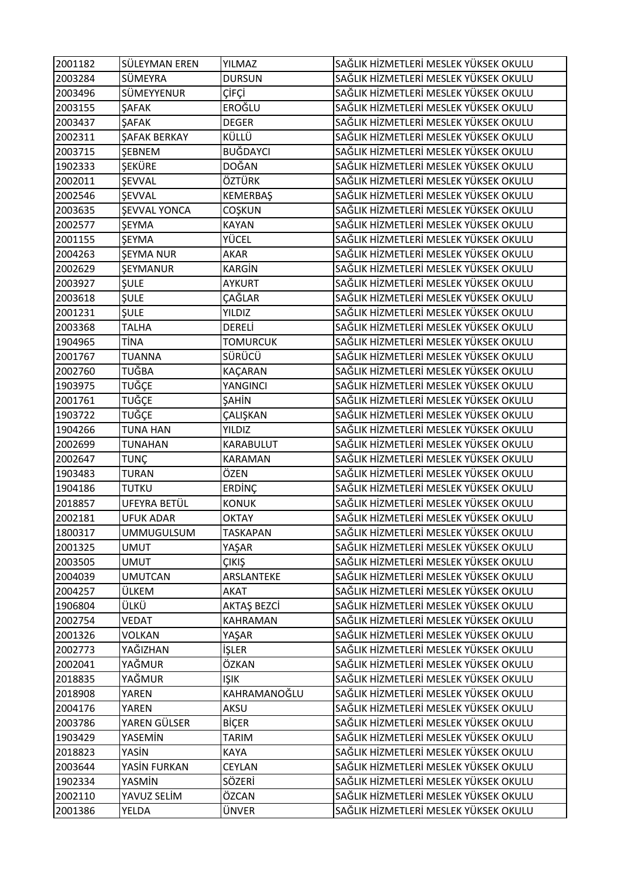| 2001182 | SÜLEYMAN EREN | YILMAZ | SAĞLIK HİZMETLERİ MESLEK YÜKSEK OKULU |
|---|---|---|---|
| 2003284 | SÜMEYRA | DURSUN | SAĞLIK HİZMETLERİ MESLEK YÜKSEK OKULU |
| 2003496 | SÜMEYYENUR | ÇİFÇİ | SAĞLIK HİZMETLERİ MESLEK YÜKSEK OKULU |
| 2003155 | ŞAFAK | EROĞLU | SAĞLIK HİZMETLERİ MESLEK YÜKSEK OKULU |
| 2003437 | ŞAFAK | DEGER | SAĞLIK HİZMETLERİ MESLEK YÜKSEK OKULU |
| 2002311 | ŞAFAK BERKAY | KÜLLÜ | SAĞLIK HİZMETLERİ MESLEK YÜKSEK OKULU |
| 2003715 | ŞEBNEM | BUĞDAYCI | SAĞLIK HİZMETLERİ MESLEK YÜKSEK OKULU |
| 1902333 | ŞEKÜRE | DOĞAN | SAĞLIK HİZMETLERİ MESLEK YÜKSEK OKULU |
| 2002011 | ŞEVVAL | ÖZTÜRK | SAĞLIK HİZMETLERİ MESLEK YÜKSEK OKULU |
| 2002546 | ŞEVVAL | KEMERBAŞ | SAĞLIK HİZMETLERİ MESLEK YÜKSEK OKULU |
| 2003635 | ŞEVVAL YONCA | COŞKUN | SAĞLIK HİZMETLERİ MESLEK YÜKSEK OKULU |
| 2002577 | ŞEYMA | KAYAN | SAĞLIK HİZMETLERİ MESLEK YÜKSEK OKULU |
| 2001155 | ŞEYMA | YÜCEL | SAĞLIK HİZMETLERİ MESLEK YÜKSEK OKULU |
| 2004263 | ŞEYMA NUR | AKAR | SAĞLIK HİZMETLERİ MESLEK YÜKSEK OKULU |
| 2002629 | ŞEYMANUR | KARGİN | SAĞLIK HİZMETLERİ MESLEK YÜKSEK OKULU |
| 2003927 | ŞULE | AYKURT | SAĞLIK HİZMETLERİ MESLEK YÜKSEK OKULU |
| 2003618 | ŞULE | ÇAĞLAR | SAĞLIK HİZMETLERİ MESLEK YÜKSEK OKULU |
| 2001231 | ŞULE | YILDIZ | SAĞLIK HİZMETLERİ MESLEK YÜKSEK OKULU |
| 2003368 | TALHA | DERELİ | SAĞLIK HİZMETLERİ MESLEK YÜKSEK OKULU |
| 1904965 | TİNA | TOMURCUK | SAĞLIK HİZMETLERİ MESLEK YÜKSEK OKULU |
| 2001767 | TUANNA | SÜRÜCÜ | SAĞLIK HİZMETLERİ MESLEK YÜKSEK OKULU |
| 2002760 | TUĞBA | KAÇARAN | SAĞLIK HİZMETLERİ MESLEK YÜKSEK OKULU |
| 1903975 | TUĞÇE | YANGINCI | SAĞLIK HİZMETLERİ MESLEK YÜKSEK OKULU |
| 2001761 | TUĞÇE | ŞAHİN | SAĞLIK HİZMETLERİ MESLEK YÜKSEK OKULU |
| 1903722 | TUĞÇE | ÇALIŞKAN | SAĞLIK HİZMETLERİ MESLEK YÜKSEK OKULU |
| 1904266 | TUNA HAN | YILDIZ | SAĞLIK HİZMETLERİ MESLEK YÜKSEK OKULU |
| 2002699 | TUNAHAN | KARABULUT | SAĞLIK HİZMETLERİ MESLEK YÜKSEK OKULU |
| 2002647 | TUNÇ | KARAMAN | SAĞLIK HİZMETLERİ MESLEK YÜKSEK OKULU |
| 1903483 | TURAN | ÖZEN | SAĞLIK HİZMETLERİ MESLEK YÜKSEK OKULU |
| 1904186 | TUTKU | ERDİNÇ | SAĞLIK HİZMETLERİ MESLEK YÜKSEK OKULU |
| 2018857 | UFEYRA BETÜL | KONUK | SAĞLIK HİZMETLERİ MESLEK YÜKSEK OKULU |
| 2002181 | UFUK ADAR | OKTAY | SAĞLIK HİZMETLERİ MESLEK YÜKSEK OKULU |
| 1800317 | UMMUGULSUM | TASKAPAN | SAĞLIK HİZMETLERİ MESLEK YÜKSEK OKULU |
| 2001325 | UMUT | YAŞAR | SAĞLIK HİZMETLERİ MESLEK YÜKSEK OKULU |
| 2003505 | UMUT | ÇIKIŞ | SAĞLIK HİZMETLERİ MESLEK YÜKSEK OKULU |
| 2004039 | UMUTCAN | ARSLANTEKE | SAĞLIK HİZMETLERİ MESLEK YÜKSEK OKULU |
| 2004257 | ÜLKEM | AKAT | SAĞLIK HİZMETLERİ MESLEK YÜKSEK OKULU |
| 1906804 | ÜLKÜ | AKTAŞ BEZCİ | SAĞLIK HİZMETLERİ MESLEK YÜKSEK OKULU |
| 2002754 | VEDAT | KAHRAMAN | SAĞLIK HİZMETLERİ MESLEK YÜKSEK OKULU |
| 2001326 | VOLKAN | YAŞAR | SAĞLIK HİZMETLERİ MESLEK YÜKSEK OKULU |
| 2002773 | YAĞIZHAN | İŞLER | SAĞLIK HİZMETLERİ MESLEK YÜKSEK OKULU |
| 2002041 | YAĞMUR | ÖZKAN | SAĞLIK HİZMETLERİ MESLEK YÜKSEK OKULU |
| 2018835 | YAĞMUR | IŞIK | SAĞLIK HİZMETLERİ MESLEK YÜKSEK OKULU |
| 2018908 | YAREN | KAHRAMANOĞLU | SAĞLIK HİZMETLERİ MESLEK YÜKSEK OKULU |
| 2004176 | YAREN | AKSU | SAĞLIK HİZMETLERİ MESLEK YÜKSEK OKULU |
| 2003786 | YAREN GÜLSER | BİÇER | SAĞLIK HİZMETLERİ MESLEK YÜKSEK OKULU |
| 1903429 | YASEMİN | TARIM | SAĞLIK HİZMETLERİ MESLEK YÜKSEK OKULU |
| 2018823 | YASİN | KAYA | SAĞLIK HİZMETLERİ MESLEK YÜKSEK OKULU |
| 2003644 | YASİN FURKAN | CEYLAN | SAĞLIK HİZMETLERİ MESLEK YÜKSEK OKULU |
| 1902334 | YASMİN | SÖZERİ | SAĞLIK HİZMETLERİ MESLEK YÜKSEK OKULU |
| 2002110 | YAVUZ SELİM | ÖZCAN | SAĞLIK HİZMETLERİ MESLEK YÜKSEK OKULU |
| 2001386 | YELDA | ÜNVER | SAĞLIK HİZMETLERİ MESLEK YÜKSEK OKULU |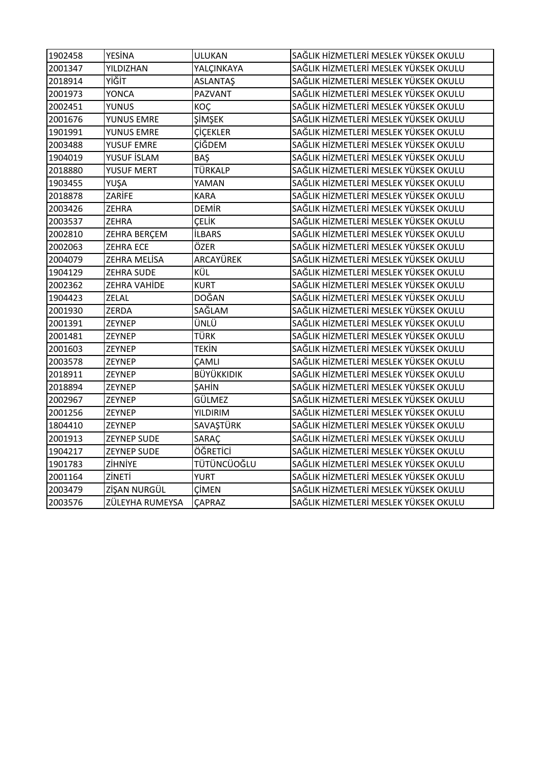| | | | |
|---|---|---|---|
| 1902458 | YESİNA | ULUKAN | SAĞLIK HİZMETLERİ MESLEK YÜKSEK OKULU |
| 2001347 | YILDIZHAN | YALÇINKAYA | SAĞLIK HİZMETLERİ MESLEK YÜKSEK OKULU |
| 2018914 | YİĞİT | ASLANTAŞ | SAĞLIK HİZMETLERİ MESLEK YÜKSEK OKULU |
| 2001973 | YONCA | PAZVANT | SAĞLIK HİZMETLERİ MESLEK YÜKSEK OKULU |
| 2002451 | YUNUS | KOÇ | SAĞLIK HİZMETLERİ MESLEK YÜKSEK OKULU |
| 2001676 | YUNUS EMRE | ŞİMŞEK | SAĞLIK HİZMETLERİ MESLEK YÜKSEK OKULU |
| 1901991 | YUNUS EMRE | ÇİÇEKLER | SAĞLIK HİZMETLERİ MESLEK YÜKSEK OKULU |
| 2003488 | YUSUF EMRE | ÇİĞDEM | SAĞLIK HİZMETLERİ MESLEK YÜKSEK OKULU |
| 1904019 | YUSUF İSLAM | BAŞ | SAĞLIK HİZMETLERİ MESLEK YÜKSEK OKULU |
| 2018880 | YUSUF MERT | TÜRKALP | SAĞLIK HİZMETLERİ MESLEK YÜKSEK OKULU |
| 1903455 | YUŞA | YAMAN | SAĞLIK HİZMETLERİ MESLEK YÜKSEK OKULU |
| 2018878 | ZARİFE | KARA | SAĞLIK HİZMETLERİ MESLEK YÜKSEK OKULU |
| 2003426 | ZEHRA | DEMİR | SAĞLIK HİZMETLERİ MESLEK YÜKSEK OKULU |
| 2003537 | ZEHRA | ÇELİK | SAĞLIK HİZMETLERİ MESLEK YÜKSEK OKULU |
| 2002810 | ZEHRA BERÇEM | İLBARS | SAĞLIK HİZMETLERİ MESLEK YÜKSEK OKULU |
| 2002063 | ZEHRA ECE | ÖZER | SAĞLIK HİZMETLERİ MESLEK YÜKSEK OKULU |
| 2004079 | ZEHRA MELİSA | ARCAYÜREK | SAĞLIK HİZMETLERİ MESLEK YÜKSEK OKULU |
| 1904129 | ZEHRA SUDE | KÜL | SAĞLIK HİZMETLERİ MESLEK YÜKSEK OKULU |
| 2002362 | ZEHRA VAHİDE | KURT | SAĞLIK HİZMETLERİ MESLEK YÜKSEK OKULU |
| 1904423 | ZELAL | DOĞAN | SAĞLIK HİZMETLERİ MESLEK YÜKSEK OKULU |
| 2001930 | ZERDA | SAĞLAM | SAĞLIK HİZMETLERİ MESLEK YÜKSEK OKULU |
| 2001391 | ZEYNEP | ÜNLÜ | SAĞLIK HİZMETLERİ MESLEK YÜKSEK OKULU |
| 2001481 | ZEYNEP | TÜRK | SAĞLIK HİZMETLERİ MESLEK YÜKSEK OKULU |
| 2001603 | ZEYNEP | TEKİN | SAĞLIK HİZMETLERİ MESLEK YÜKSEK OKULU |
| 2003578 | ZEYNEP | ÇAMLI | SAĞLIK HİZMETLERİ MESLEK YÜKSEK OKULU |
| 2018911 | ZEYNEP | BÜYÜKKIDIK | SAĞLIK HİZMETLERİ MESLEK YÜKSEK OKULU |
| 2018894 | ZEYNEP | ŞAHİN | SAĞLIK HİZMETLERİ MESLEK YÜKSEK OKULU |
| 2002967 | ZEYNEP | GÜLMEZ | SAĞLIK HİZMETLERİ MESLEK YÜKSEK OKULU |
| 2001256 | ZEYNEP | YILDIRIM | SAĞLIK HİZMETLERİ MESLEK YÜKSEK OKULU |
| 1804410 | ZEYNEP | SAVAŞTÜRK | SAĞLIK HİZMETLERİ MESLEK YÜKSEK OKULU |
| 2001913 | ZEYNEP SUDE | SARAÇ | SAĞLIK HİZMETLERİ MESLEK YÜKSEK OKULU |
| 1904217 | ZEYNEP SUDE | ÖĞRETİCİ | SAĞLIK HİZMETLERİ MESLEK YÜKSEK OKULU |
| 1901783 | ZİHNİYE | TÜTÜNCÜOĞLU | SAĞLIK HİZMETLERİ MESLEK YÜKSEK OKULU |
| 2001164 | ZİNETİ | YURT | SAĞLIK HİZMETLERİ MESLEK YÜKSEK OKULU |
| 2003479 | ZİŞAN NURGÜL | ÇİMEN | SAĞLIK HİZMETLERİ MESLEK YÜKSEK OKULU |
| 2003576 | ZÜLEYHA RUMEYSA | ÇAPRAZ | SAĞLIK HİZMETLERİ MESLEK YÜKSEK OKULU |